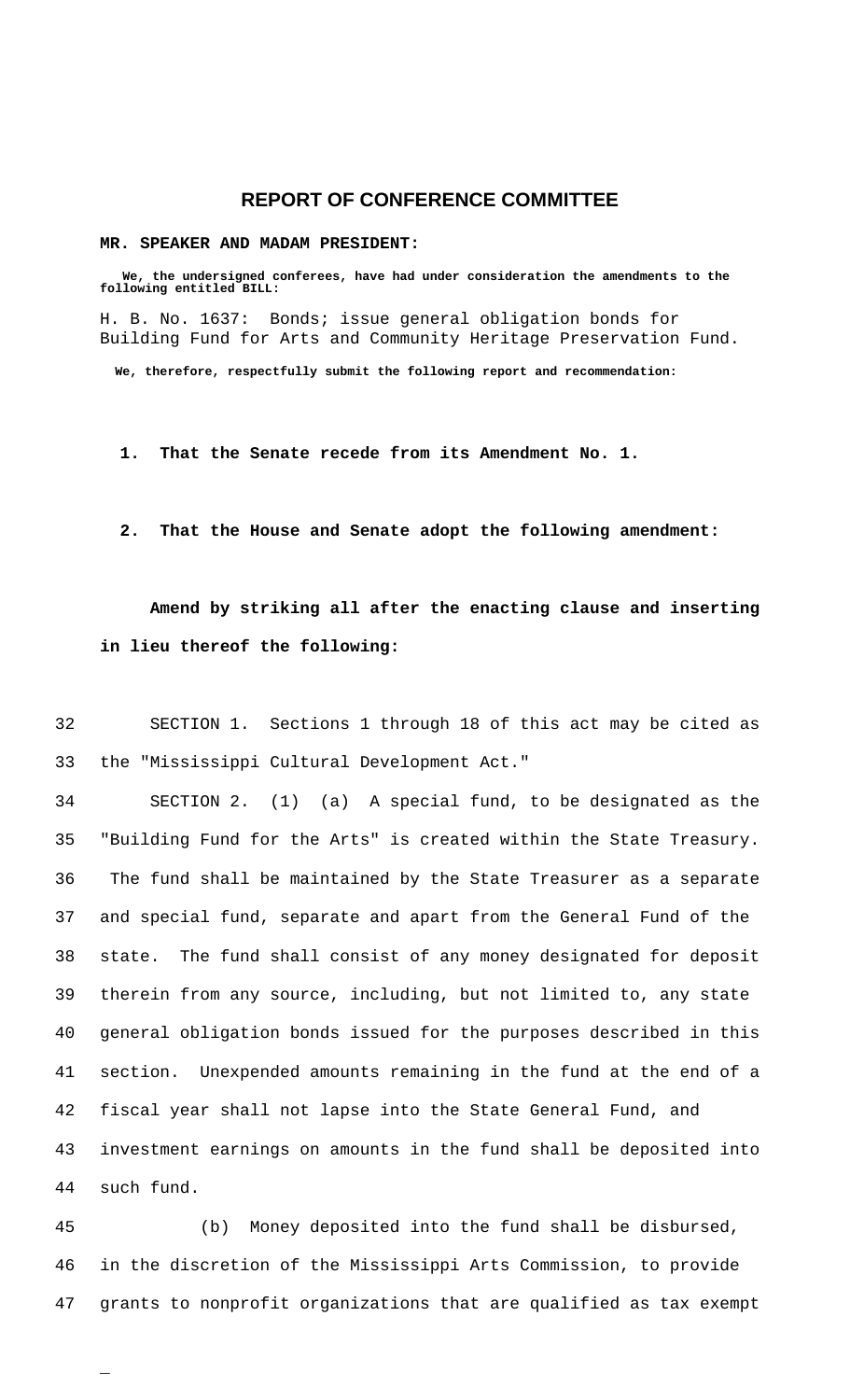# REPORT OF CONFERENCE COMMITTEE

**MR. SPEAKER AND MADAM PRESIDENT:**

**We, the undersigned conferees, have had under consideration the amendments to the following entitled BILL:**

H. B. No. 1637: Bonds; issue general obligation bonds for Building Fund for Arts and Community Heritage Preservation Fund.

**We, therefore, respectfully submit the following report and recommendation:**

**1. That the Senate recede from its Amendment No. 1.**

**2. That the House and Senate adopt the following amendment:**

**Amend by striking all after the enacting clause and inserting in lieu thereof the following:**

SECTION 1. Sections 1 through 18 of this act may be cited as the "Mississippi Cultural Development Act."

SECTION 2. (1) (a) A special fund, to be designated as the "Building Fund for the Arts" is created within the State Treasury. The fund shall be maintained by the State Treasurer as a separate and special fund, separate and apart from the General Fund of the state. The fund shall consist of any money designated for deposit therein from any source, including, but not limited to, any state general obligation bonds issued for the purposes described in this section. Unexpended amounts remaining in the fund at the end of a fiscal year shall not lapse into the State General Fund, and investment earnings on amounts in the fund shall be deposited into such fund.

(b) Money deposited into the fund shall be disbursed, in the discretion of the Mississippi Arts Commission, to provide grants to nonprofit organizations that are qualified as tax exempt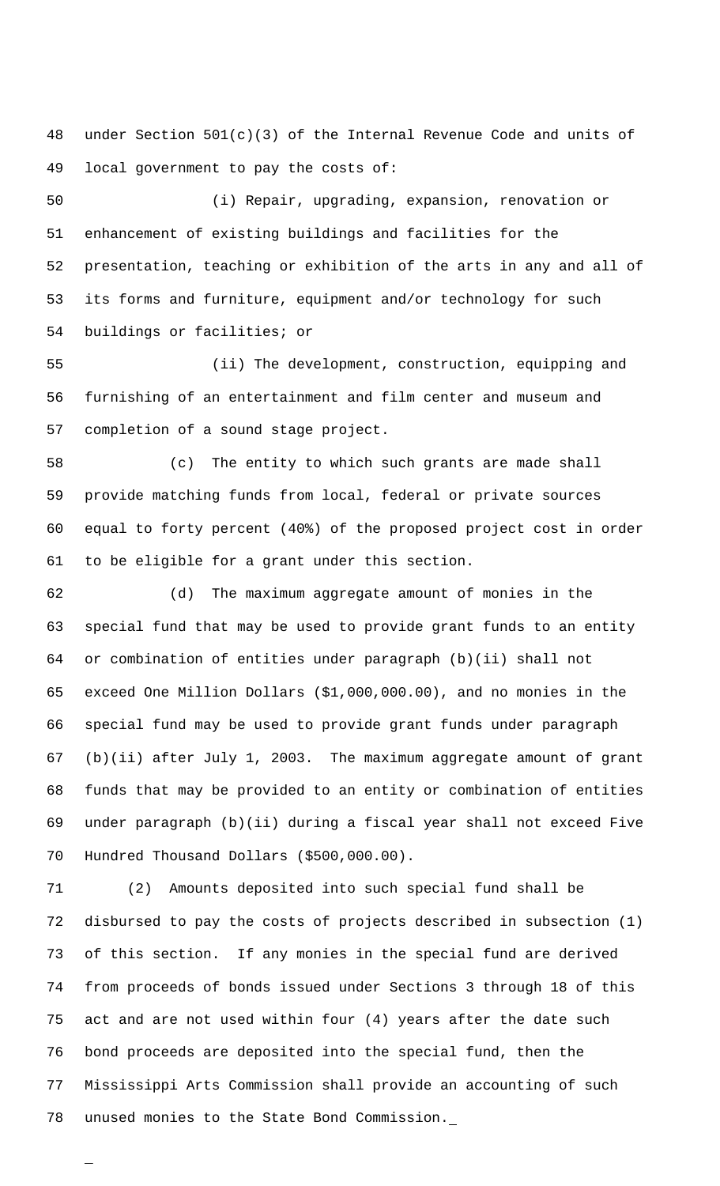under Section 501(c)(3) of the Internal Revenue Code and units of local government to pay the costs of:

(i) Repair, upgrading, expansion, renovation or enhancement of existing buildings and facilities for the presentation, teaching or exhibition of the arts in any and all of its forms and furniture, equipment and/or technology for such buildings or facilities; or

(ii) The development, construction, equipping and furnishing of an entertainment and film center and museum and completion of a sound stage project.

(c) The entity to which such grants are made shall provide matching funds from local, federal or private sources equal to forty percent (40%) of the proposed project cost in order to be eligible for a grant under this section.

(d) The maximum aggregate amount of monies in the special fund that may be used to provide grant funds to an entity or combination of entities under paragraph (b)(ii) shall not exceed One Million Dollars ($1,000,000.00), and no monies in the special fund may be used to provide grant funds under paragraph (b)(ii) after July 1, 2003. The maximum aggregate amount of grant funds that may be provided to an entity or combination of entities under paragraph (b)(ii) during a fiscal year shall not exceed Five Hundred Thousand Dollars ($500,000.00).

(2) Amounts deposited into such special fund shall be disbursed to pay the costs of projects described in subsection (1) of this section. If any monies in the special fund are derived from proceeds of bonds issued under Sections 3 through 18 of this act and are not used within four (4) years after the date such bond proceeds are deposited into the special fund, then the Mississippi Arts Commission shall provide an accounting of such unused monies to the State Bond Commission.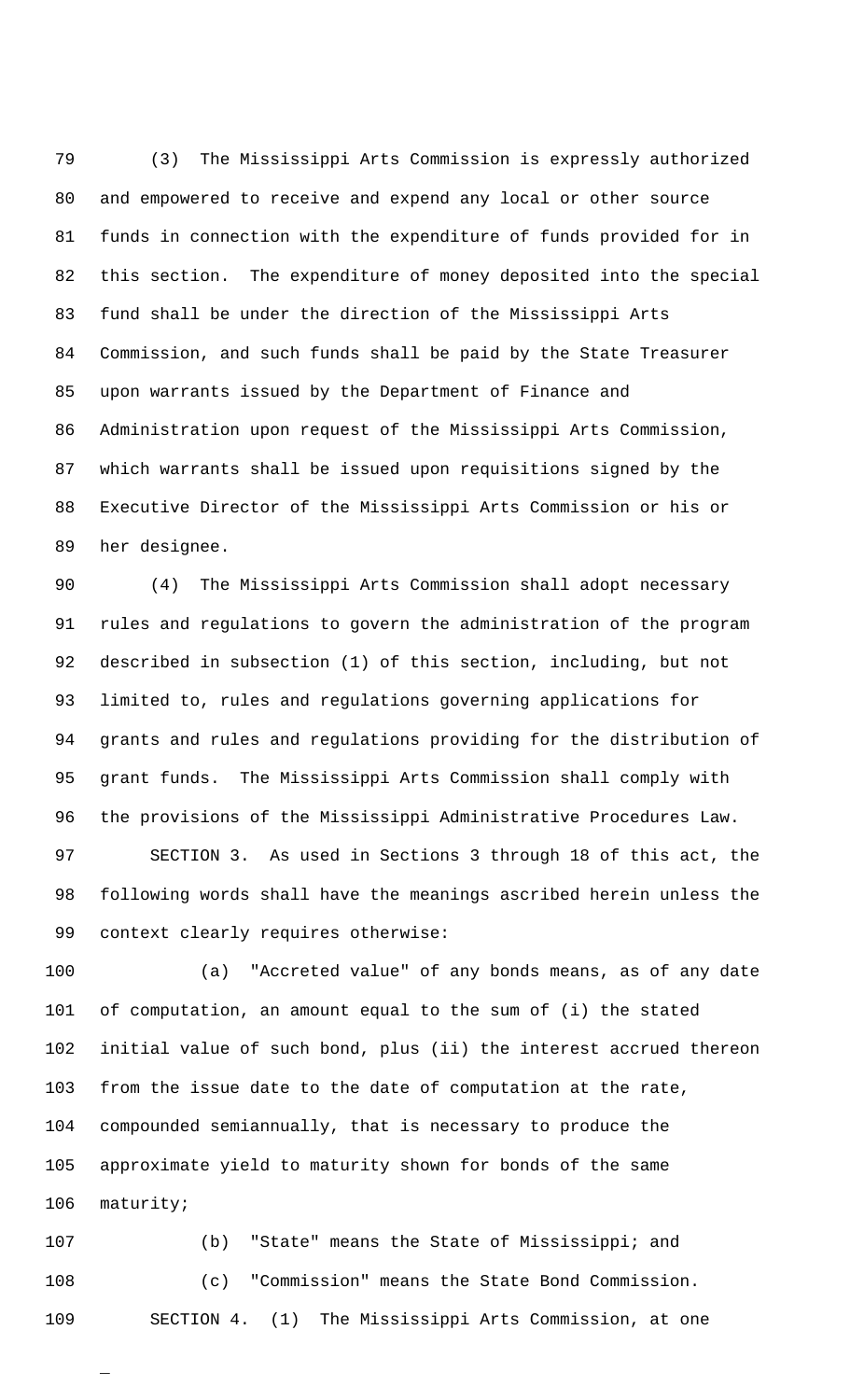(3) The Mississippi Arts Commission is expressly authorized and empowered to receive and expend any local or other source funds in connection with the expenditure of funds provided for in this section. The expenditure of money deposited into the special fund shall be under the direction of the Mississippi Arts Commission, and such funds shall be paid by the State Treasurer upon warrants issued by the Department of Finance and Administration upon request of the Mississippi Arts Commission, which warrants shall be issued upon requisitions signed by the Executive Director of the Mississippi Arts Commission or his or her designee.

(4) The Mississippi Arts Commission shall adopt necessary rules and regulations to govern the administration of the program described in subsection (1) of this section, including, but not limited to, rules and regulations governing applications for grants and rules and regulations providing for the distribution of grant funds. The Mississippi Arts Commission shall comply with the provisions of the Mississippi Administrative Procedures Law.

SECTION 3. As used in Sections 3 through 18 of this act, the following words shall have the meanings ascribed herein unless the context clearly requires otherwise:

(a) "Accreted value" of any bonds means, as of any date of computation, an amount equal to the sum of (i) the stated initial value of such bond, plus (ii) the interest accrued thereon from the issue date to the date of computation at the rate, compounded semiannually, that is necessary to produce the approximate yield to maturity shown for bonds of the same maturity;

(b) "State" means the State of Mississippi; and

(c) "Commission" means the State Bond Commission.

SECTION 4. (1) The Mississippi Arts Commission, at one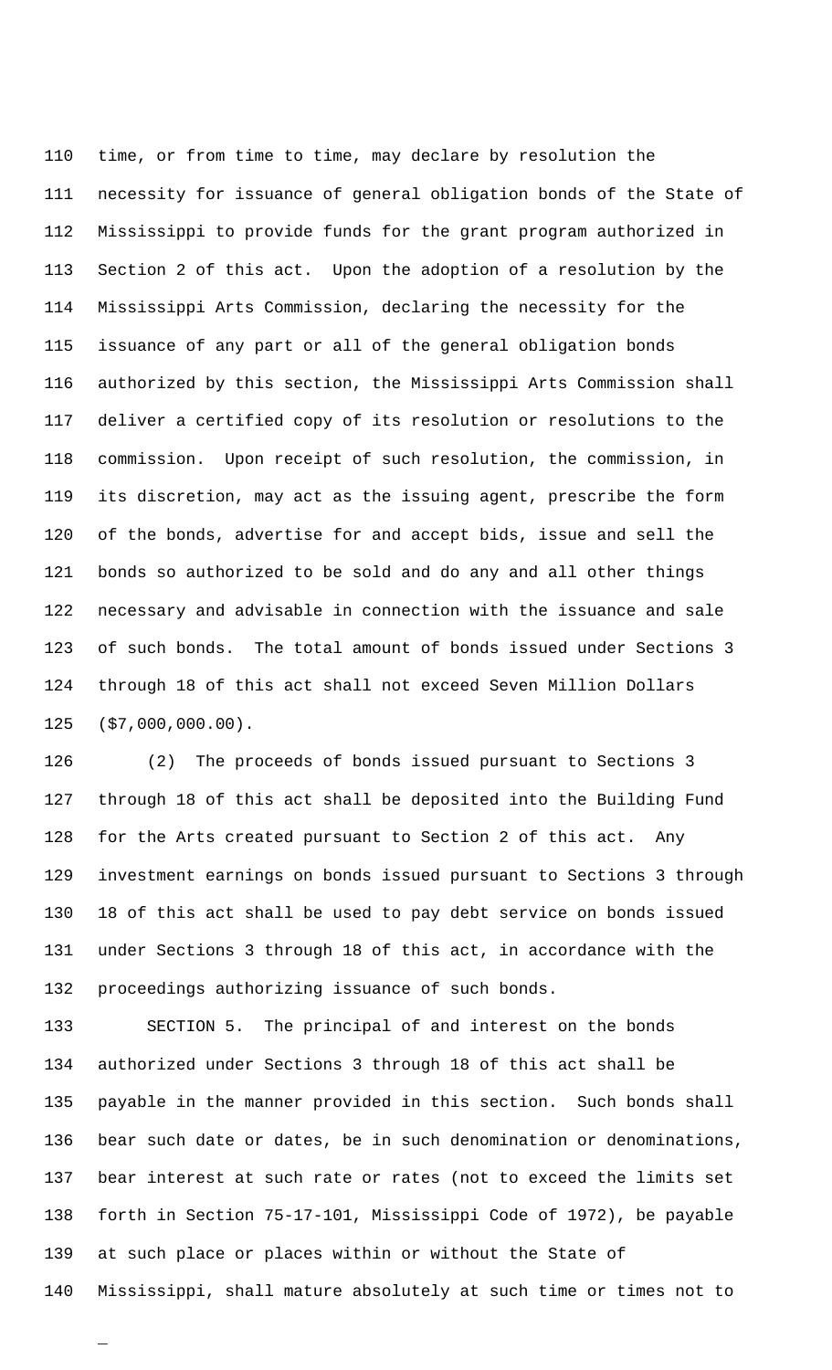time, or from time to time, may declare by resolution the necessity for issuance of general obligation bonds of the State of Mississippi to provide funds for the grant program authorized in Section 2 of this act. Upon the adoption of a resolution by the Mississippi Arts Commission, declaring the necessity for the issuance of any part or all of the general obligation bonds authorized by this section, the Mississippi Arts Commission shall deliver a certified copy of its resolution or resolutions to the commission. Upon receipt of such resolution, the commission, in its discretion, may act as the issuing agent, prescribe the form of the bonds, advertise for and accept bids, issue and sell the bonds so authorized to be sold and do any and all other things necessary and advisable in connection with the issuance and sale of such bonds. The total amount of bonds issued under Sections 3 through 18 of this act shall not exceed Seven Million Dollars ($7,000,000.00).

(2) The proceeds of bonds issued pursuant to Sections 3 through 18 of this act shall be deposited into the Building Fund for the Arts created pursuant to Section 2 of this act. Any investment earnings on bonds issued pursuant to Sections 3 through 18 of this act shall be used to pay debt service on bonds issued under Sections 3 through 18 of this act, in accordance with the proceedings authorizing issuance of such bonds.

SECTION 5. The principal of and interest on the bonds authorized under Sections 3 through 18 of this act shall be payable in the manner provided in this section. Such bonds shall bear such date or dates, be in such denomination or denominations, bear interest at such rate or rates (not to exceed the limits set forth in Section 75-17-101, Mississippi Code of 1972), be payable at such place or places within or without the State of Mississippi, shall mature absolutely at such time or times not to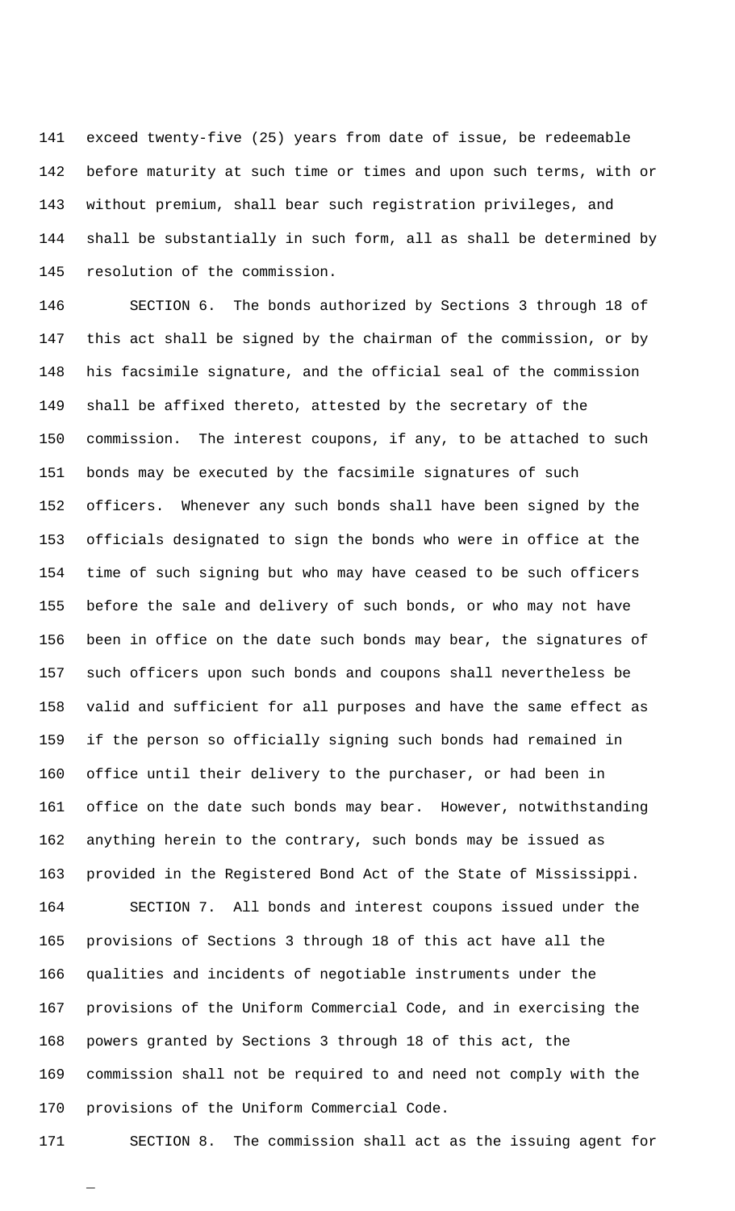exceed twenty-five (25) years from date of issue, be redeemable before maturity at such time or times and upon such terms, with or without premium, shall bear such registration privileges, and shall be substantially in such form, all as shall be determined by resolution of the commission.

SECTION 6. The bonds authorized by Sections 3 through 18 of this act shall be signed by the chairman of the commission, or by his facsimile signature, and the official seal of the commission shall be affixed thereto, attested by the secretary of the commission. The interest coupons, if any, to be attached to such bonds may be executed by the facsimile signatures of such officers. Whenever any such bonds shall have been signed by the officials designated to sign the bonds who were in office at the time of such signing but who may have ceased to be such officers before the sale and delivery of such bonds, or who may not have been in office on the date such bonds may bear, the signatures of such officers upon such bonds and coupons shall nevertheless be valid and sufficient for all purposes and have the same effect as if the person so officially signing such bonds had remained in office until their delivery to the purchaser, or had been in office on the date such bonds may bear. However, notwithstanding anything herein to the contrary, such bonds may be issued as provided in the Registered Bond Act of the State of Mississippi.

SECTION 7. All bonds and interest coupons issued under the provisions of Sections 3 through 18 of this act have all the qualities and incidents of negotiable instruments under the provisions of the Uniform Commercial Code, and in exercising the powers granted by Sections 3 through 18 of this act, the commission shall not be required to and need not comply with the provisions of the Uniform Commercial Code.

SECTION 8. The commission shall act as the issuing agent for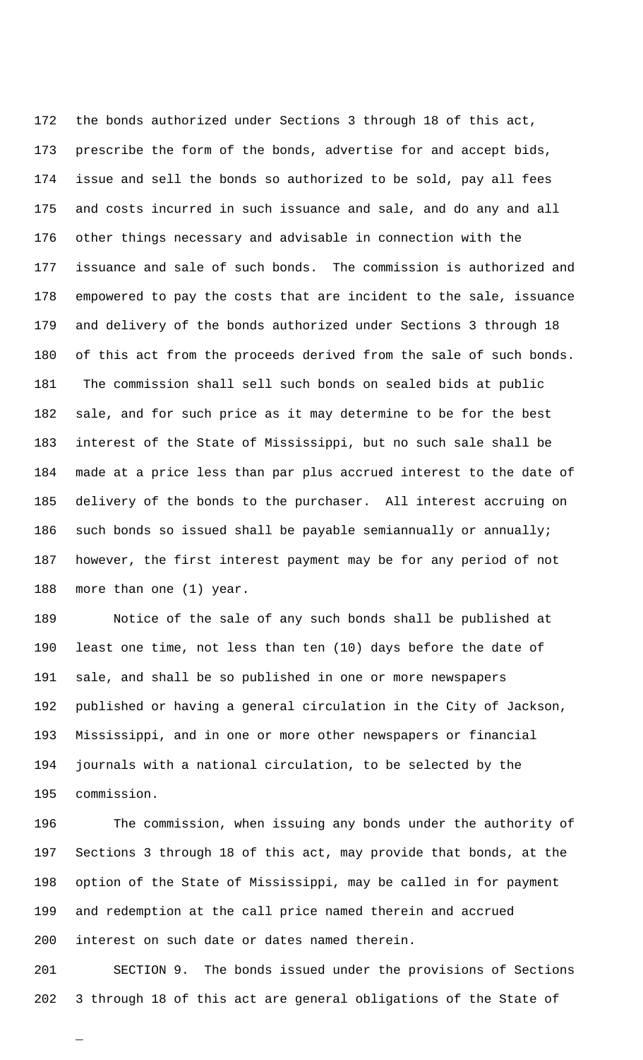the bonds authorized under Sections 3 through 18 of this act, prescribe the form of the bonds, advertise for and accept bids, issue and sell the bonds so authorized to be sold, pay all fees and costs incurred in such issuance and sale, and do any and all other things necessary and advisable in connection with the issuance and sale of such bonds. The commission is authorized and empowered to pay the costs that are incident to the sale, issuance and delivery of the bonds authorized under Sections 3 through 18 of this act from the proceeds derived from the sale of such bonds. The commission shall sell such bonds on sealed bids at public sale, and for such price as it may determine to be for the best interest of the State of Mississippi, but no such sale shall be made at a price less than par plus accrued interest to the date of delivery of the bonds to the purchaser. All interest accruing on such bonds so issued shall be payable semiannually or annually; however, the first interest payment may be for any period of not more than one (1) year.

Notice of the sale of any such bonds shall be published at least one time, not less than ten (10) days before the date of sale, and shall be so published in one or more newspapers published or having a general circulation in the City of Jackson, Mississippi, and in one or more other newspapers or financial journals with a national circulation, to be selected by the commission.

The commission, when issuing any bonds under the authority of Sections 3 through 18 of this act, may provide that bonds, at the option of the State of Mississippi, may be called in for payment and redemption at the call price named therein and accrued interest on such date or dates named therein.

SECTION 9. The bonds issued under the provisions of Sections 3 through 18 of this act are general obligations of the State of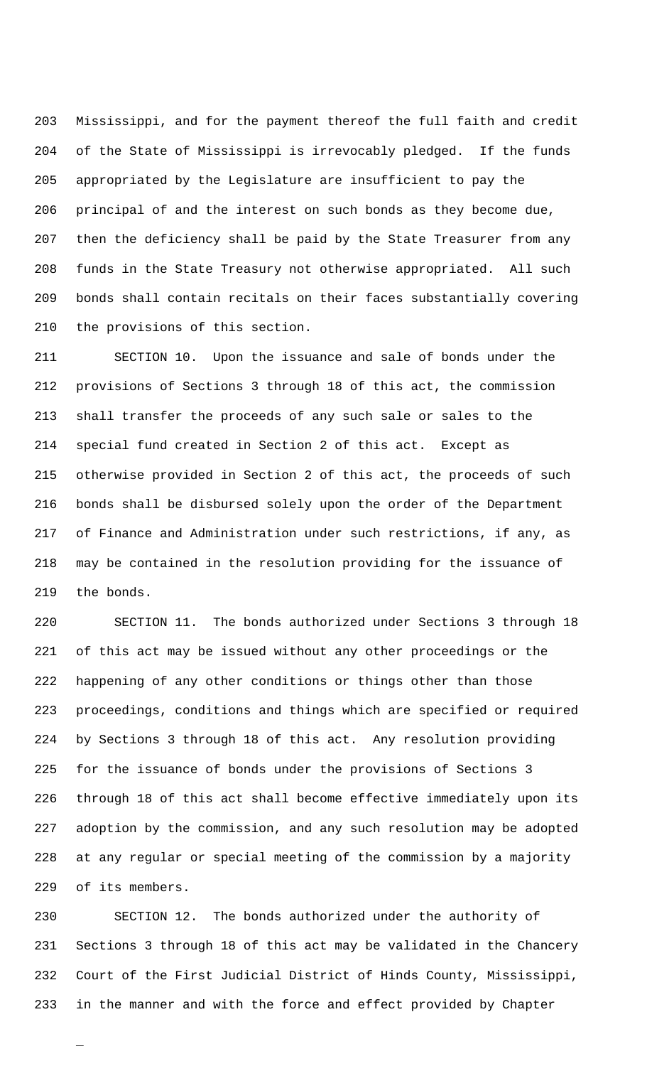Mississippi, and for the payment thereof the full faith and credit of the State of Mississippi is irrevocably pledged. If the funds appropriated by the Legislature are insufficient to pay the principal of and the interest on such bonds as they become due, then the deficiency shall be paid by the State Treasurer from any funds in the State Treasury not otherwise appropriated. All such bonds shall contain recitals on their faces substantially covering the provisions of this section.

SECTION 10. Upon the issuance and sale of bonds under the provisions of Sections 3 through 18 of this act, the commission shall transfer the proceeds of any such sale or sales to the special fund created in Section 2 of this act. Except as otherwise provided in Section 2 of this act, the proceeds of such bonds shall be disbursed solely upon the order of the Department of Finance and Administration under such restrictions, if any, as may be contained in the resolution providing for the issuance of the bonds.

SECTION 11. The bonds authorized under Sections 3 through 18 of this act may be issued without any other proceedings or the happening of any other conditions or things other than those proceedings, conditions and things which are specified or required by Sections 3 through 18 of this act. Any resolution providing for the issuance of bonds under the provisions of Sections 3 through 18 of this act shall become effective immediately upon its adoption by the commission, and any such resolution may be adopted at any regular or special meeting of the commission by a majority of its members.

SECTION 12. The bonds authorized under the authority of Sections 3 through 18 of this act may be validated in the Chancery Court of the First Judicial District of Hinds County, Mississippi, in the manner and with the force and effect provided by Chapter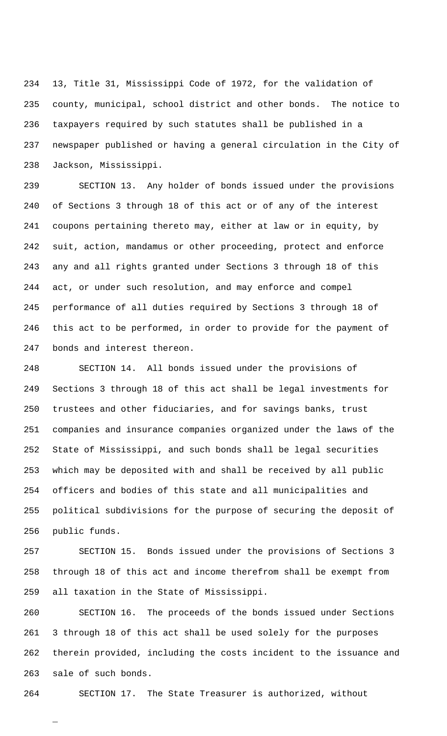13, Title 31, Mississippi Code of 1972, for the validation of county, municipal, school district and other bonds. The notice to taxpayers required by such statutes shall be published in a newspaper published or having a general circulation in the City of Jackson, Mississippi.

SECTION 13. Any holder of bonds issued under the provisions of Sections 3 through 18 of this act or of any of the interest coupons pertaining thereto may, either at law or in equity, by suit, action, mandamus or other proceeding, protect and enforce any and all rights granted under Sections 3 through 18 of this act, or under such resolution, and may enforce and compel performance of all duties required by Sections 3 through 18 of this act to be performed, in order to provide for the payment of bonds and interest thereon.

SECTION 14. All bonds issued under the provisions of Sections 3 through 18 of this act shall be legal investments for trustees and other fiduciaries, and for savings banks, trust companies and insurance companies organized under the laws of the State of Mississippi, and such bonds shall be legal securities which may be deposited with and shall be received by all public officers and bodies of this state and all municipalities and political subdivisions for the purpose of securing the deposit of public funds.

SECTION 15. Bonds issued under the provisions of Sections 3 through 18 of this act and income therefrom shall be exempt from all taxation in the State of Mississippi.

SECTION 16. The proceeds of the bonds issued under Sections 3 through 18 of this act shall be used solely for the purposes therein provided, including the costs incident to the issuance and sale of such bonds.

SECTION 17. The State Treasurer is authorized, without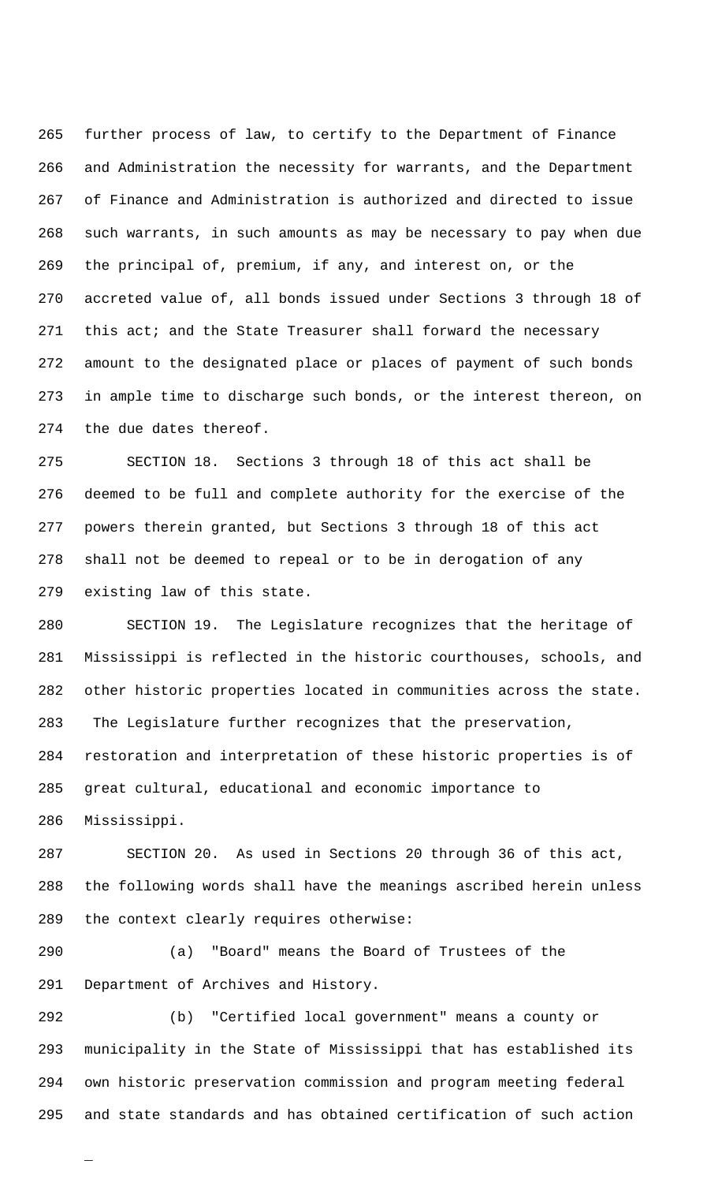further process of law, to certify to the Department of Finance and Administration the necessity for warrants, and the Department of Finance and Administration is authorized and directed to issue such warrants, in such amounts as may be necessary to pay when due the principal of, premium, if any, and interest on, or the accreted value of, all bonds issued under Sections 3 through 18 of this act; and the State Treasurer shall forward the necessary amount to the designated place or places of payment of such bonds in ample time to discharge such bonds, or the interest thereon, on the due dates thereof.

SECTION 18. Sections 3 through 18 of this act shall be deemed to be full and complete authority for the exercise of the powers therein granted, but Sections 3 through 18 of this act shall not be deemed to repeal or to be in derogation of any existing law of this state.

SECTION 19. The Legislature recognizes that the heritage of Mississippi is reflected in the historic courthouses, schools, and other historic properties located in communities across the state. The Legislature further recognizes that the preservation, restoration and interpretation of these historic properties is of great cultural, educational and economic importance to Mississippi.

SECTION 20. As used in Sections 20 through 36 of this act, the following words shall have the meanings ascribed herein unless the context clearly requires otherwise:

(a) "Board" means the Board of Trustees of the Department of Archives and History.

(b) "Certified local government" means a county or municipality in the State of Mississippi that has established its own historic preservation commission and program meeting federal and state standards and has obtained certification of such action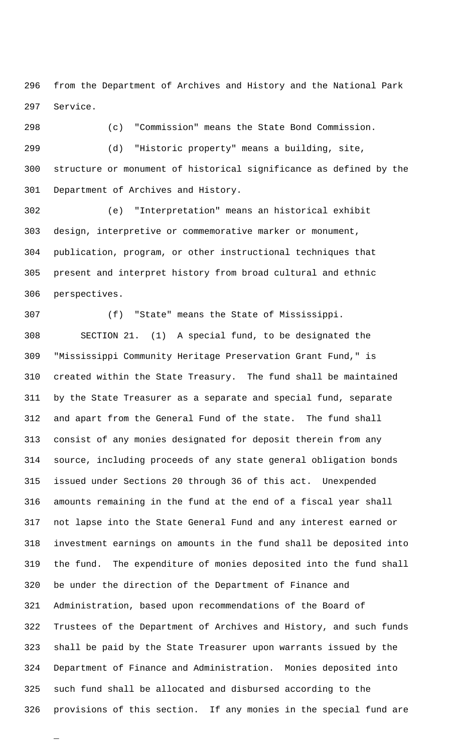from the Department of Archives and History and the National Park Service.

(c) "Commission" means the State Bond Commission.

(d) "Historic property" means a building, site, structure or monument of historical significance as defined by the Department of Archives and History.

(e) "Interpretation" means an historical exhibit design, interpretive or commemorative marker or monument, publication, program, or other instructional techniques that present and interpret history from broad cultural and ethnic perspectives.

(f) "State" means the State of Mississippi.

SECTION 21. (1) A special fund, to be designated the "Mississippi Community Heritage Preservation Grant Fund," is created within the State Treasury. The fund shall be maintained by the State Treasurer as a separate and special fund, separate and apart from the General Fund of the state. The fund shall consist of any monies designated for deposit therein from any source, including proceeds of any state general obligation bonds issued under Sections 20 through 36 of this act. Unexpended amounts remaining in the fund at the end of a fiscal year shall not lapse into the State General Fund and any interest earned or investment earnings on amounts in the fund shall be deposited into the fund. The expenditure of monies deposited into the fund shall be under the direction of the Department of Finance and Administration, based upon recommendations of the Board of Trustees of the Department of Archives and History, and such funds shall be paid by the State Treasurer upon warrants issued by the Department of Finance and Administration. Monies deposited into such fund shall be allocated and disbursed according to the provisions of this section. If any monies in the special fund are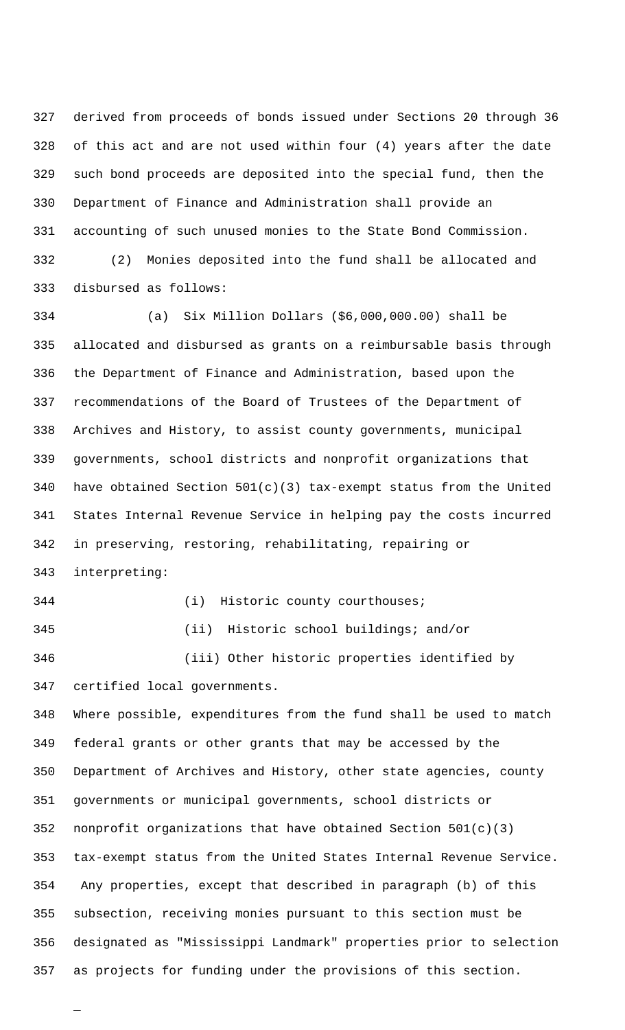derived from proceeds of bonds issued under Sections 20 through 36 of this act and are not used within four (4) years after the date such bond proceeds are deposited into the special fund, then the Department of Finance and Administration shall provide an accounting of such unused monies to the State Bond Commission.

(2) Monies deposited into the fund shall be allocated and disbursed as follows:

(a) Six Million Dollars ($6,000,000.00) shall be allocated and disbursed as grants on a reimbursable basis through the Department of Finance and Administration, based upon the recommendations of the Board of Trustees of the Department of Archives and History, to assist county governments, municipal governments, school districts and nonprofit organizations that have obtained Section 501(c)(3) tax-exempt status from the United States Internal Revenue Service in helping pay the costs incurred in preserving, restoring, rehabilitating, repairing or interpreting:

(i) Historic county courthouses;

(ii) Historic school buildings; and/or

(iii) Other historic properties identified by certified local governments.

Where possible, expenditures from the fund shall be used to match federal grants or other grants that may be accessed by the Department of Archives and History, other state agencies, county governments or municipal governments, school districts or nonprofit organizations that have obtained Section 501(c)(3) tax-exempt status from the United States Internal Revenue Service. Any properties, except that described in paragraph (b) of this subsection, receiving monies pursuant to this section must be designated as "Mississippi Landmark" properties prior to selection as projects for funding under the provisions of this section.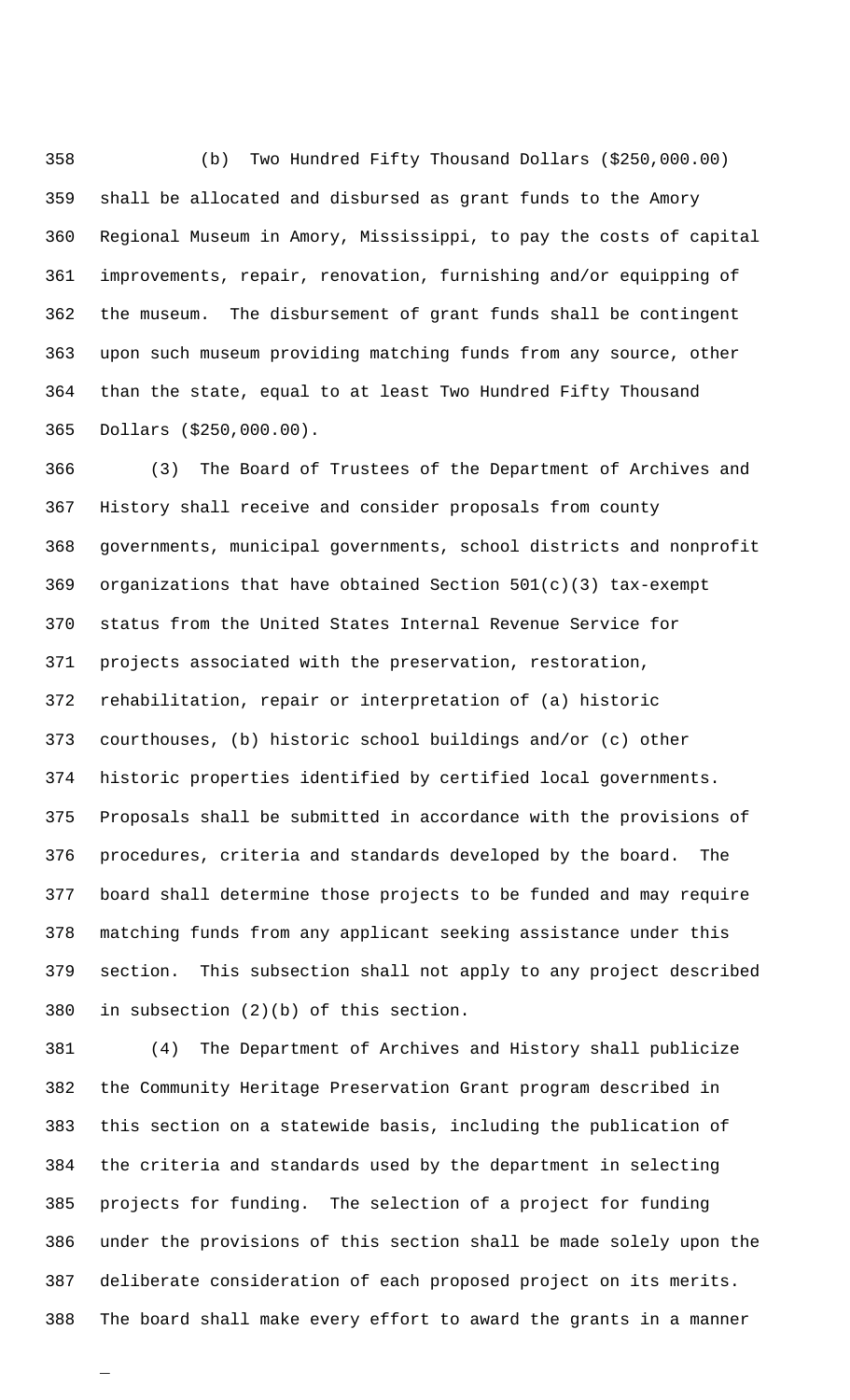(b) Two Hundred Fifty Thousand Dollars ($250,000.00) shall be allocated and disbursed as grant funds to the Amory Regional Museum in Amory, Mississippi, to pay the costs of capital improvements, repair, renovation, furnishing and/or equipping of the museum. The disbursement of grant funds shall be contingent upon such museum providing matching funds from any source, other than the state, equal to at least Two Hundred Fifty Thousand Dollars ($250,000.00).

(3) The Board of Trustees of the Department of Archives and History shall receive and consider proposals from county governments, municipal governments, school districts and nonprofit organizations that have obtained Section 501(c)(3) tax-exempt status from the United States Internal Revenue Service for projects associated with the preservation, restoration, rehabilitation, repair or interpretation of (a) historic courthouses, (b) historic school buildings and/or (c) other historic properties identified by certified local governments. Proposals shall be submitted in accordance with the provisions of procedures, criteria and standards developed by the board. The board shall determine those projects to be funded and may require matching funds from any applicant seeking assistance under this section. This subsection shall not apply to any project described in subsection (2)(b) of this section.

(4) The Department of Archives and History shall publicize the Community Heritage Preservation Grant program described in this section on a statewide basis, including the publication of the criteria and standards used by the department in selecting projects for funding. The selection of a project for funding under the provisions of this section shall be made solely upon the deliberate consideration of each proposed project on its merits. The board shall make every effort to award the grants in a manner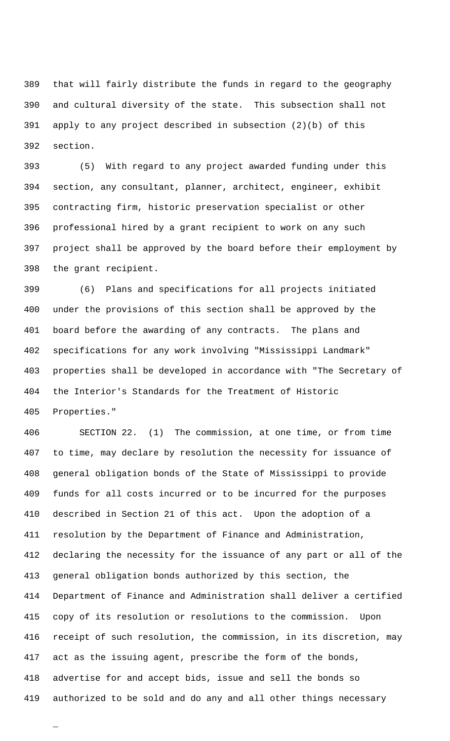that will fairly distribute the funds in regard to the geography and cultural diversity of the state. This subsection shall not apply to any project described in subsection (2)(b) of this section.

(5) With regard to any project awarded funding under this section, any consultant, planner, architect, engineer, exhibit contracting firm, historic preservation specialist or other professional hired by a grant recipient to work on any such project shall be approved by the board before their employment by the grant recipient.

(6) Plans and specifications for all projects initiated under the provisions of this section shall be approved by the board before the awarding of any contracts. The plans and specifications for any work involving "Mississippi Landmark" properties shall be developed in accordance with "The Secretary of the Interior's Standards for the Treatment of Historic Properties."

SECTION 22. (1) The commission, at one time, or from time to time, may declare by resolution the necessity for issuance of general obligation bonds of the State of Mississippi to provide funds for all costs incurred or to be incurred for the purposes described in Section 21 of this act. Upon the adoption of a resolution by the Department of Finance and Administration, declaring the necessity for the issuance of any part or all of the general obligation bonds authorized by this section, the Department of Finance and Administration shall deliver a certified copy of its resolution or resolutions to the commission. Upon receipt of such resolution, the commission, in its discretion, may act as the issuing agent, prescribe the form of the bonds, advertise for and accept bids, issue and sell the bonds so authorized to be sold and do any and all other things necessary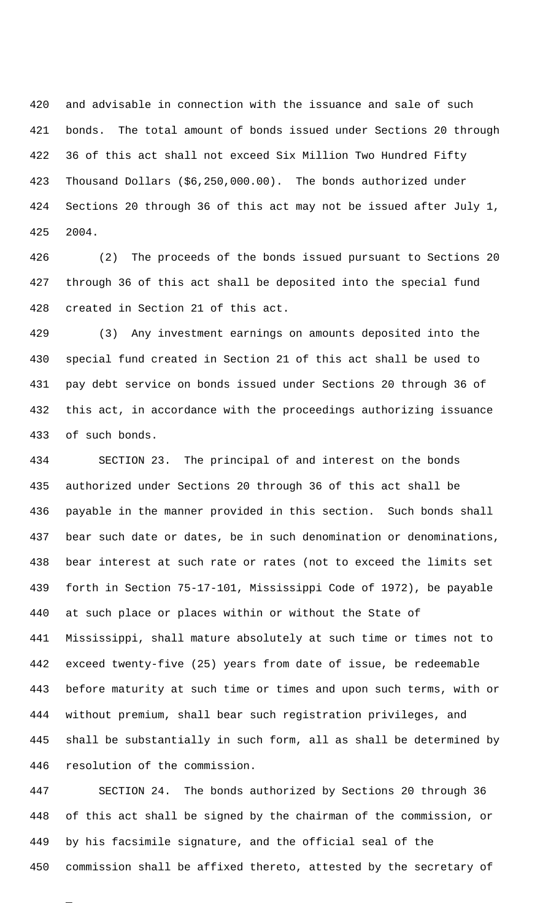and advisable in connection with the issuance and sale of such bonds. The total amount of bonds issued under Sections 20 through 36 of this act shall not exceed Six Million Two Hundred Fifty Thousand Dollars ($6,250,000.00). The bonds authorized under Sections 20 through 36 of this act may not be issued after July 1, 2004.

(2) The proceeds of the bonds issued pursuant to Sections 20 through 36 of this act shall be deposited into the special fund created in Section 21 of this act.

(3) Any investment earnings on amounts deposited into the special fund created in Section 21 of this act shall be used to pay debt service on bonds issued under Sections 20 through 36 of this act, in accordance with the proceedings authorizing issuance of such bonds.

SECTION 23. The principal of and interest on the bonds authorized under Sections 20 through 36 of this act shall be payable in the manner provided in this section. Such bonds shall bear such date or dates, be in such denomination or denominations, bear interest at such rate or rates (not to exceed the limits set forth in Section 75-17-101, Mississippi Code of 1972), be payable at such place or places within or without the State of Mississippi, shall mature absolutely at such time or times not to exceed twenty-five (25) years from date of issue, be redeemable before maturity at such time or times and upon such terms, with or without premium, shall bear such registration privileges, and shall be substantially in such form, all as shall be determined by resolution of the commission.

SECTION 24. The bonds authorized by Sections 20 through 36 of this act shall be signed by the chairman of the commission, or by his facsimile signature, and the official seal of the commission shall be affixed thereto, attested by the secretary of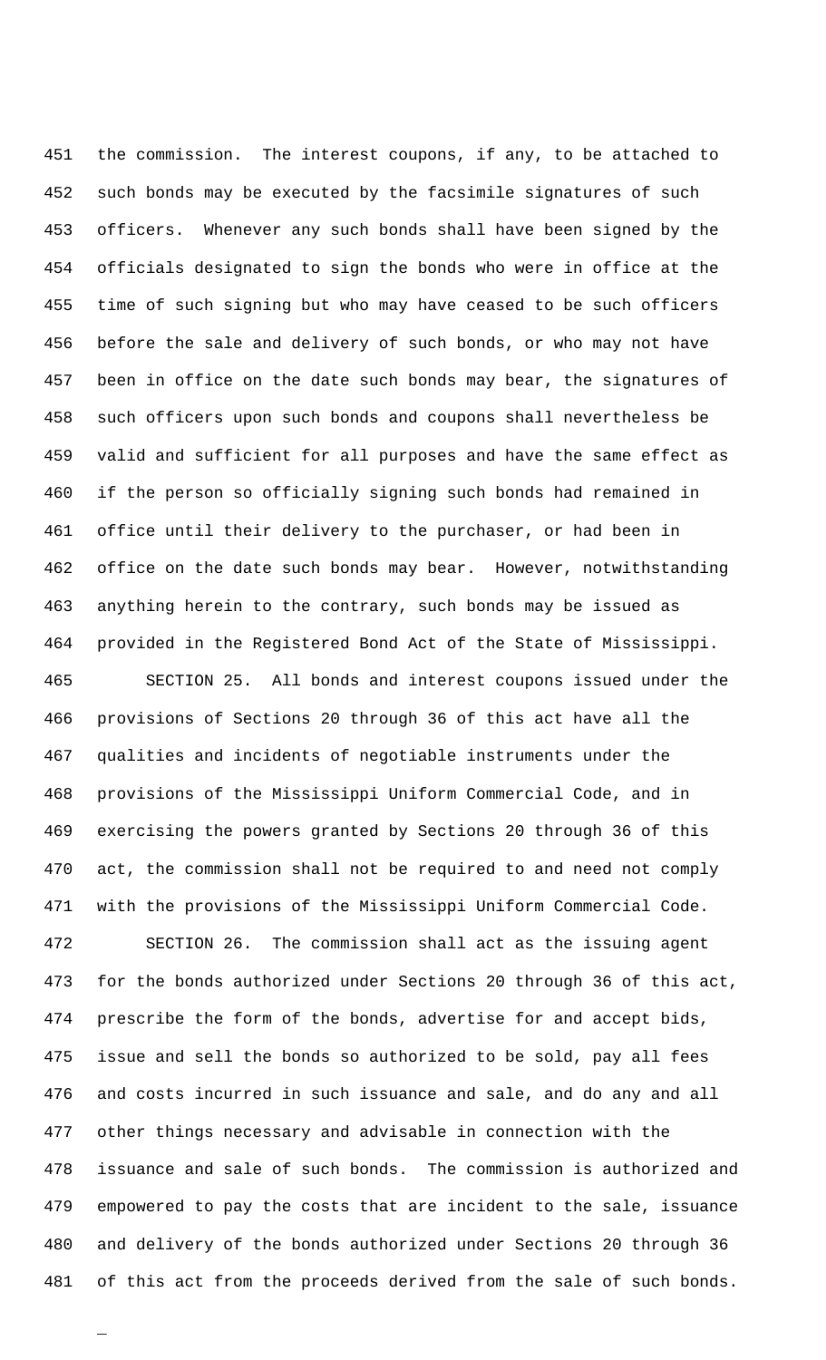the commission. The interest coupons, if any, to be attached to such bonds may be executed by the facsimile signatures of such officers. Whenever any such bonds shall have been signed by the officials designated to sign the bonds who were in office at the time of such signing but who may have ceased to be such officers before the sale and delivery of such bonds, or who may not have been in office on the date such bonds may bear, the signatures of such officers upon such bonds and coupons shall nevertheless be valid and sufficient for all purposes and have the same effect as if the person so officially signing such bonds had remained in office until their delivery to the purchaser, or had been in office on the date such bonds may bear. However, notwithstanding anything herein to the contrary, such bonds may be issued as provided in the Registered Bond Act of the State of Mississippi.

SECTION 25. All bonds and interest coupons issued under the provisions of Sections 20 through 36 of this act have all the qualities and incidents of negotiable instruments under the provisions of the Mississippi Uniform Commercial Code, and in exercising the powers granted by Sections 20 through 36 of this act, the commission shall not be required to and need not comply with the provisions of the Mississippi Uniform Commercial Code.

SECTION 26. The commission shall act as the issuing agent for the bonds authorized under Sections 20 through 36 of this act, prescribe the form of the bonds, advertise for and accept bids, issue and sell the bonds so authorized to be sold, pay all fees and costs incurred in such issuance and sale, and do any and all other things necessary and advisable in connection with the issuance and sale of such bonds. The commission is authorized and empowered to pay the costs that are incident to the sale, issuance and delivery of the bonds authorized under Sections 20 through 36 of this act from the proceeds derived from the sale of such bonds.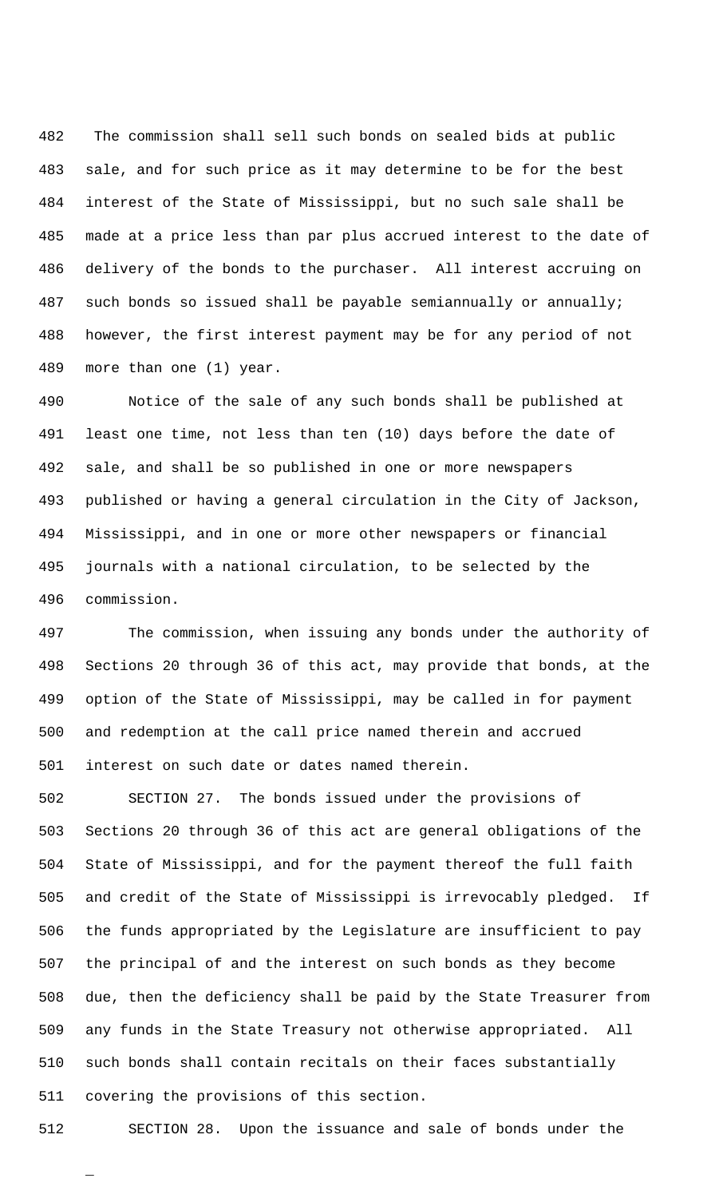The commission shall sell such bonds on sealed bids at public sale, and for such price as it may determine to be for the best interest of the State of Mississippi, but no such sale shall be made at a price less than par plus accrued interest to the date of delivery of the bonds to the purchaser. All interest accruing on such bonds so issued shall be payable semiannually or annually; however, the first interest payment may be for any period of not more than one (1) year.

Notice of the sale of any such bonds shall be published at least one time, not less than ten (10) days before the date of sale, and shall be so published in one or more newspapers published or having a general circulation in the City of Jackson, Mississippi, and in one or more other newspapers or financial journals with a national circulation, to be selected by the commission.

The commission, when issuing any bonds under the authority of Sections 20 through 36 of this act, may provide that bonds, at the option of the State of Mississippi, may be called in for payment and redemption at the call price named therein and accrued interest on such date or dates named therein.

SECTION 27. The bonds issued under the provisions of Sections 20 through 36 of this act are general obligations of the State of Mississippi, and for the payment thereof the full faith and credit of the State of Mississippi is irrevocably pledged. If the funds appropriated by the Legislature are insufficient to pay the principal of and the interest on such bonds as they become due, then the deficiency shall be paid by the State Treasurer from any funds in the State Treasury not otherwise appropriated. All such bonds shall contain recitals on their faces substantially covering the provisions of this section.

SECTION 28. Upon the issuance and sale of bonds under the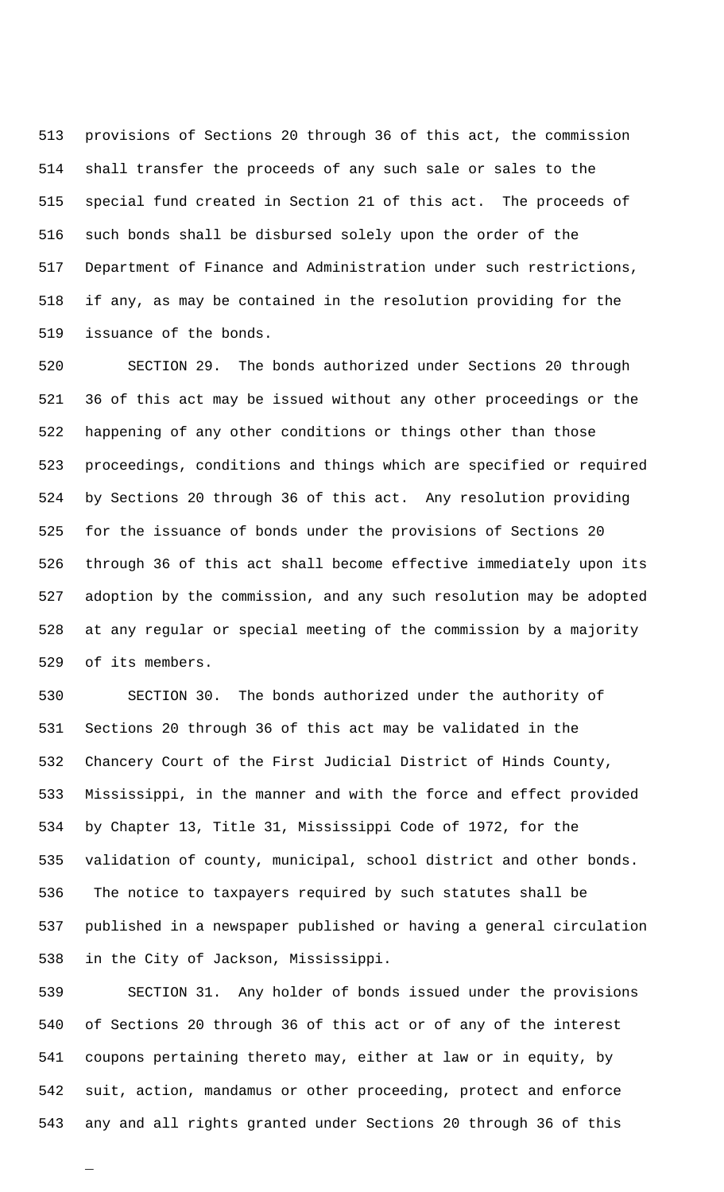provisions of Sections 20 through 36 of this act, the commission shall transfer the proceeds of any such sale or sales to the special fund created in Section 21 of this act. The proceeds of such bonds shall be disbursed solely upon the order of the Department of Finance and Administration under such restrictions, if any, as may be contained in the resolution providing for the issuance of the bonds.

SECTION 29. The bonds authorized under Sections 20 through 36 of this act may be issued without any other proceedings or the happening of any other conditions or things other than those proceedings, conditions and things which are specified or required by Sections 20 through 36 of this act. Any resolution providing for the issuance of bonds under the provisions of Sections 20 through 36 of this act shall become effective immediately upon its adoption by the commission, and any such resolution may be adopted at any regular or special meeting of the commission by a majority of its members.

SECTION 30. The bonds authorized under the authority of Sections 20 through 36 of this act may be validated in the Chancery Court of the First Judicial District of Hinds County, Mississippi, in the manner and with the force and effect provided by Chapter 13, Title 31, Mississippi Code of 1972, for the validation of county, municipal, school district and other bonds. The notice to taxpayers required by such statutes shall be published in a newspaper published or having a general circulation in the City of Jackson, Mississippi.

SECTION 31. Any holder of bonds issued under the provisions of Sections 20 through 36 of this act or of any of the interest coupons pertaining thereto may, either at law or in equity, by suit, action, mandamus or other proceeding, protect and enforce any and all rights granted under Sections 20 through 36 of this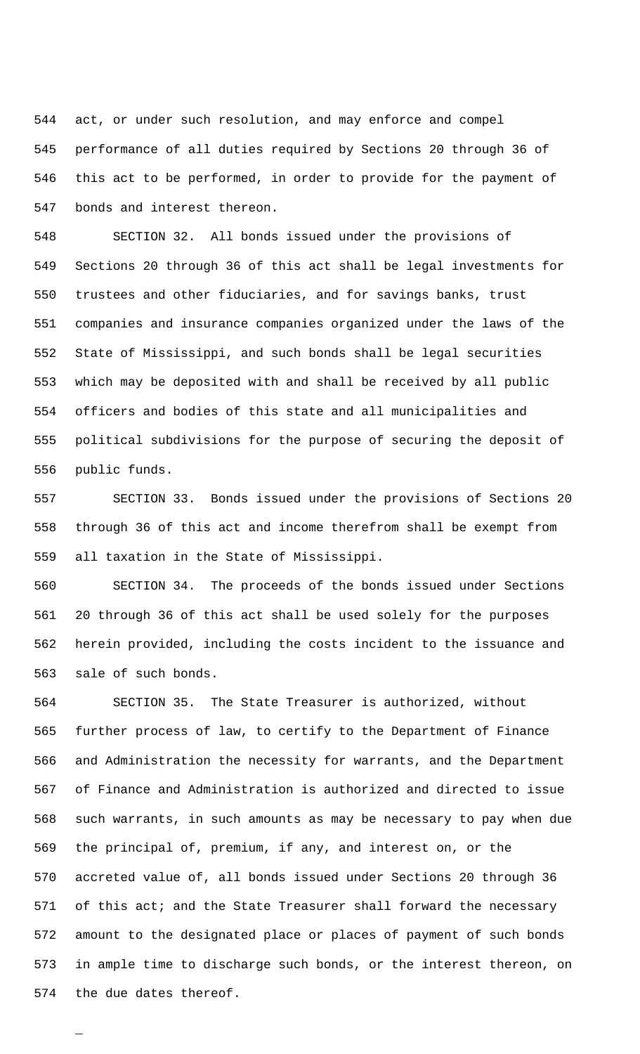act, or under such resolution, and may enforce and compel performance of all duties required by Sections 20 through 36 of this act to be performed, in order to provide for the payment of bonds and interest thereon.

SECTION 32. All bonds issued under the provisions of Sections 20 through 36 of this act shall be legal investments for trustees and other fiduciaries, and for savings banks, trust companies and insurance companies organized under the laws of the State of Mississippi, and such bonds shall be legal securities which may be deposited with and shall be received by all public officers and bodies of this state and all municipalities and political subdivisions for the purpose of securing the deposit of public funds.

SECTION 33. Bonds issued under the provisions of Sections 20 through 36 of this act and income therefrom shall be exempt from all taxation in the State of Mississippi.

SECTION 34. The proceeds of the bonds issued under Sections 20 through 36 of this act shall be used solely for the purposes herein provided, including the costs incident to the issuance and sale of such bonds.

SECTION 35. The State Treasurer is authorized, without further process of law, to certify to the Department of Finance and Administration the necessity for warrants, and the Department of Finance and Administration is authorized and directed to issue such warrants, in such amounts as may be necessary to pay when due the principal of, premium, if any, and interest on, or the accreted value of, all bonds issued under Sections 20 through 36 of this act; and the State Treasurer shall forward the necessary amount to the designated place or places of payment of such bonds in ample time to discharge such bonds, or the interest thereon, on the due dates thereof.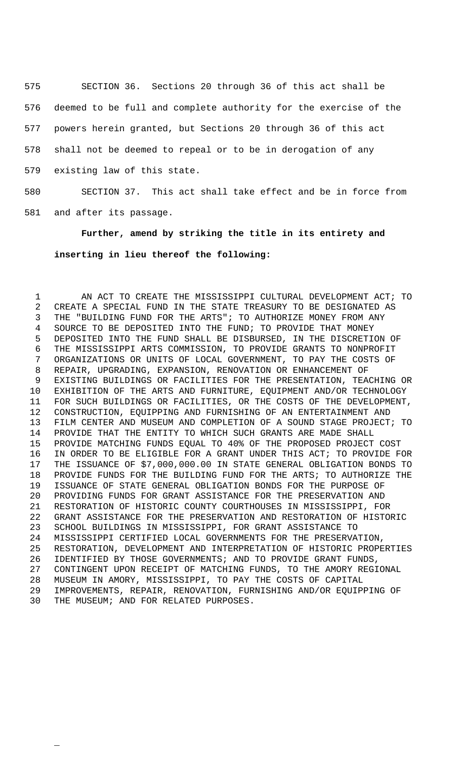SECTION 36. Sections 20 through 36 of this act shall be deemed to be full and complete authority for the exercise of the powers herein granted, but Sections 20 through 36 of this act shall not be deemed to repeal or to be in derogation of any existing law of this state.

SECTION 37. This act shall take effect and be in force from and after its passage.

**Further, amend by striking the title in its entirety and inserting in lieu thereof the following:**

AN ACT TO CREATE THE MISSISSIPPI CULTURAL DEVELOPMENT ACT; TO CREATE A SPECIAL FUND IN THE STATE TREASURY TO BE DESIGNATED AS THE "BUILDING FUND FOR THE ARTS"; TO AUTHORIZE MONEY FROM ANY SOURCE TO BE DEPOSITED INTO THE FUND; TO PROVIDE THAT MONEY DEPOSITED INTO THE FUND SHALL BE DISBURSED, IN THE DISCRETION OF THE MISSISSIPPI ARTS COMMISSION, TO PROVIDE GRANTS TO NONPROFIT ORGANIZATIONS OR UNITS OF LOCAL GOVERNMENT, TO PAY THE COSTS OF REPAIR, UPGRADING, EXPANSION, RENOVATION OR ENHANCEMENT OF EXISTING BUILDINGS OR FACILITIES FOR THE PRESENTATION, TEACHING OR EXHIBITION OF THE ARTS AND FURNITURE, EQUIPMENT AND/OR TECHNOLOGY FOR SUCH BUILDINGS OR FACILITIES, OR THE COSTS OF THE DEVELOPMENT, CONSTRUCTION, EQUIPPING AND FURNISHING OF AN ENTERTAINMENT AND FILM CENTER AND MUSEUM AND COMPLETION OF A SOUND STAGE PROJECT; TO PROVIDE THAT THE ENTITY TO WHICH SUCH GRANTS ARE MADE SHALL PROVIDE MATCHING FUNDS EQUAL TO 40% OF THE PROPOSED PROJECT COST IN ORDER TO BE ELIGIBLE FOR A GRANT UNDER THIS ACT; TO PROVIDE FOR THE ISSUANCE OF $7,000,000.00 IN STATE GENERAL OBLIGATION BONDS TO PROVIDE FUNDS FOR THE BUILDING FUND FOR THE ARTS; TO AUTHORIZE THE ISSUANCE OF STATE GENERAL OBLIGATION BONDS FOR THE PURPOSE OF PROVIDING FUNDS FOR GRANT ASSISTANCE FOR THE PRESERVATION AND RESTORATION OF HISTORIC COUNTY COURTHOUSES IN MISSISSIPPI, FOR GRANT ASSISTANCE FOR THE PRESERVATION AND RESTORATION OF HISTORIC SCHOOL BUILDINGS IN MISSISSIPPI, FOR GRANT ASSISTANCE TO MISSISSIPPI CERTIFIED LOCAL GOVERNMENTS FOR THE PRESERVATION, RESTORATION, DEVELOPMENT AND INTERPRETATION OF HISTORIC PROPERTIES IDENTIFIED BY THOSE GOVERNMENTS; AND TO PROVIDE GRANT FUNDS, CONTINGENT UPON RECEIPT OF MATCHING FUNDS, TO THE AMORY REGIONAL MUSEUM IN AMORY, MISSISSIPPI, TO PAY THE COSTS OF CAPITAL IMPROVEMENTS, REPAIR, RENOVATION, FURNISHING AND/OR EQUIPPING OF THE MUSEUM; AND FOR RELATED PURPOSES.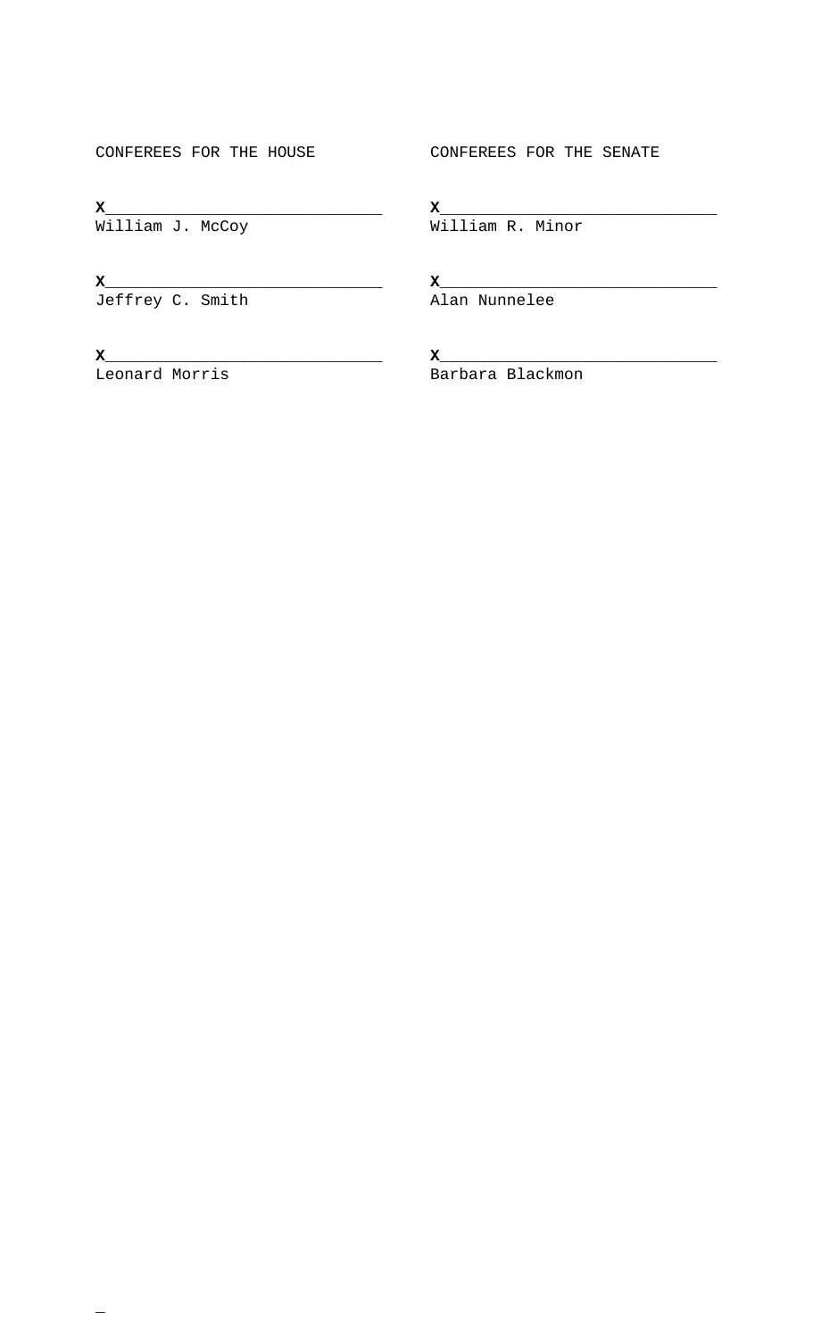| CONFEREES FOR THE HOUSE | CONFEREES FOR THE SENATE |
| --- | --- |
| **X**______________________________ | **X**______________________________ |
| William J. McCoy | William R. Minor |
| **X**______________________________ | **X**______________________________ |
| Jeffrey C. Smith | Alan Nunnelee |
| **X**______________________________ | **X**______________________________ |
| Leonard Morris | Barbara Blackmon |